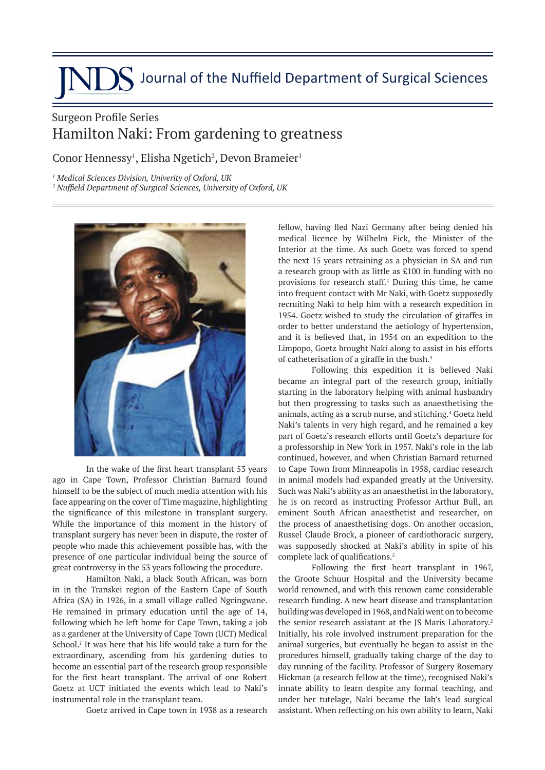# Journal of the Nuffield Department of Surgical Sciences

## Surgeon Profile Series

# Hamilton Naki: From gardening to greatness

Conor Hennessy[1], Elisha Ngetich[2], Devon Brameier[1]

*[1] Medical Sciences Division, Univerity of Oxford, UK*
*[2] Nuffield Department of Surgical Sciences, University of Oxford, UK*

In the wake of the first heart transplant 53 years ago in Cape Town, Professor Christian Barnard found himself to be the subject of much media attention with his face appearing on the cover of Time magazine, highlighting the significance of this milestone in transplant surgery. While the importance of this moment in the history of transplant surgery has never been in dispute, the roster of people who made this achievement possible has, with the presence of one particular individual being the source of great controversy in the 53 years following the procedure.

Hamilton Naki, a black South African, was born in in the Transkei region of the Eastern Cape of South Africa (SA) in 1926, in a small village called Ngcingwane. He remained in primary education until the age of 14, following which he left home for Cape Town, taking a job as a gardener at the University of Cape Town (UCT) Medical School.[1] It was here that his life would take a turn for the extraordinary, ascending from his gardening duties to become an essential part of the research group responsible for the first heart transplant. The arrival of one Robert Goetz at UCT initiated the events which lead to Naki's instrumental role in the transplant team.

Goetz arrived in Cape town in 1938 as a research fellow, having fled Nazi Germany after being denied his medical licence by Wilhelm Fick, the Minister of the Interior at the time. As such Goetz was forced to spend the next 15 years retraining as a physician in SA and run a research group with as little as £100 in funding with no provisions for research staff.[2] During this time, he came into frequent contact with Mr Naki, with Goetz supposedly recruiting Naki to help him with a research expedition in 1954. Goetz wished to study the circulation of giraffes in order to better understand the aetiology of hypertension, and it is believed that, in 1954 on an expedition to the Limpopo, Goetz brought Naki along to assist in his efforts of catheterisation of a giraffe in the bush.[3]

Following this expedition it is believed Naki became an integral part of the research group, initially starting in the laboratory helping with animal husbandry but then progressing to tasks such as anaesthetising the animals, acting as a scrub nurse, and stitching.[4] Goetz held Naki's talents in very high regard, and he remained a key part of Goetz's research efforts until Goetz's departure for a professorship in New York in 1957. Naki's role in the lab continued, however, and when Christian Barnard returned to Cape Town from Minneapolis in 1958, cardiac research in animal models had expanded greatly at the University. Such was Naki's ability as an anaesthetist in the laboratory, he is on record as instructing Professor Arthur Bull, an eminent South African anaesthetist and researcher, on the process of anaesthetising dogs. On another occasion, Russel Claude Brock, a pioneer of cardiothoracic surgery, was supposedly shocked at Naki's ability in spite of his complete lack of qualifications.[5]

Following the first heart transplant in 1967, the Groote Schuur Hospital and the University became world renowned, and with this renown came considerable research funding. A new heart disease and transplantation building was developed in 1968, and Naki went on to become the senior research assistant at the JS Maris Laboratory.[2] Initially, his role involved instrument preparation for the animal surgeries, but eventually he began to assist in the procedures himself, gradually taking charge of the day to day running of the facility. Professor of Surgery Rosemary Hickman (a research fellow at the time), recognised Naki's innate ability to learn despite any formal teaching, and under her tutelage, Naki became the lab's lead surgical assistant. When reflecting on his own ability to learn, Naki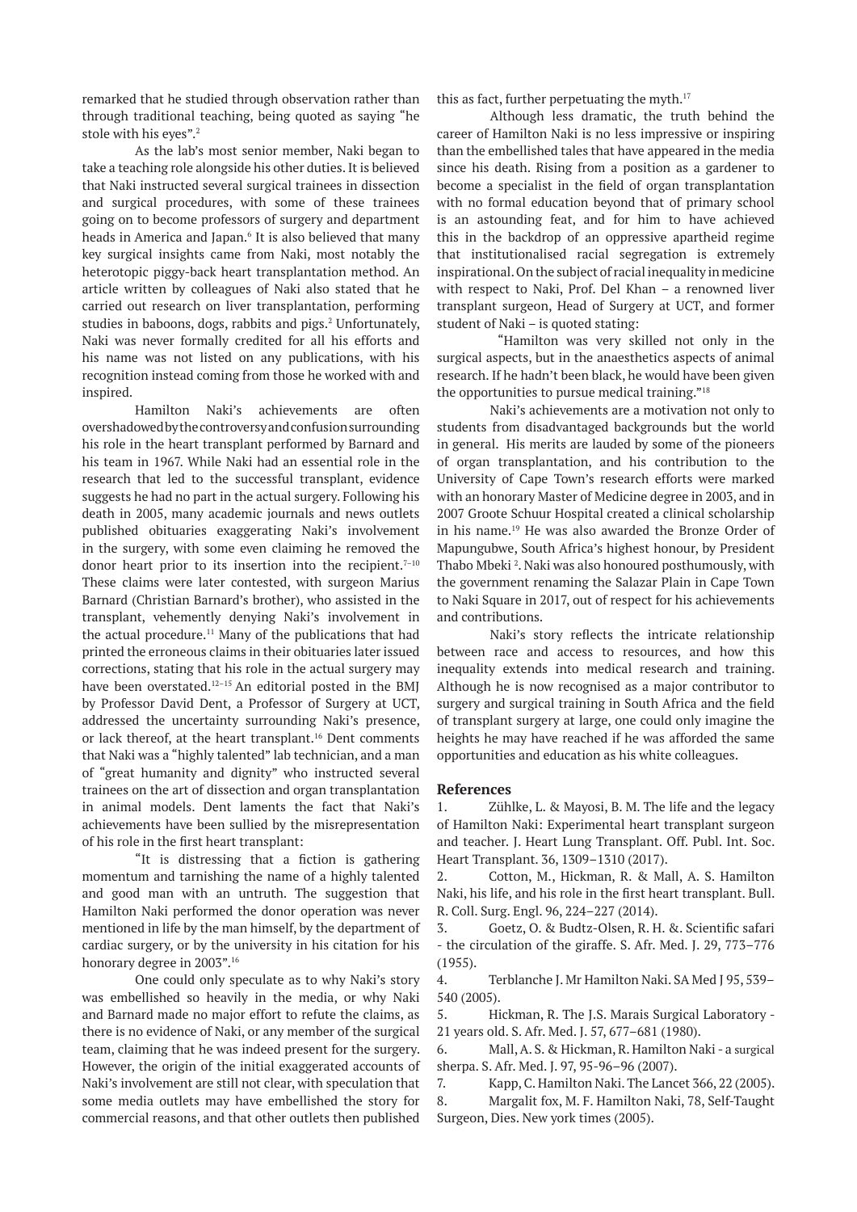remarked that he studied through observation rather than through traditional teaching, being quoted as saying "he stole with his eyes".[2]

As the lab's most senior member, Naki began to take a teaching role alongside his other duties. It is believed that Naki instructed several surgical trainees in dissection and surgical procedures, with some of these trainees going on to become professors of surgery and department heads in America and Japan.[6] It is also believed that many key surgical insights came from Naki, most notably the heterotopic piggy-back heart transplantation method. An article written by colleagues of Naki also stated that he carried out research on liver transplantation, performing studies in baboons, dogs, rabbits and pigs.[2] Unfortunately, Naki was never formally credited for all his efforts and his name was not listed on any publications, with his recognition instead coming from those he worked with and inspired.

Hamilton Naki's achievements are often overshadowed by the controversy and confusion surrounding his role in the heart transplant performed by Barnard and his team in 1967. While Naki had an essential role in the research that led to the successful transplant, evidence suggests he had no part in the actual surgery. Following his death in 2005, many academic journals and news outlets published obituaries exaggerating Naki's involvement in the surgery, with some even claiming he removed the donor heart prior to its insertion into the recipient.[7–10] These claims were later contested, with surgeon Marius Barnard (Christian Barnard's brother), who assisted in the transplant, vehemently denying Naki's involvement in the actual procedure.[11] Many of the publications that had printed the erroneous claims in their obituaries later issued corrections, stating that his role in the actual surgery may have been overstated.[12–15] An editorial posted in the BMJ by Professor David Dent, a Professor of Surgery at UCT, addressed the uncertainty surrounding Naki's presence, or lack thereof, at the heart transplant.[16] Dent comments that Naki was a "highly talented" lab technician, and a man of "great humanity and dignity" who instructed several trainees on the art of dissection and organ transplantation in animal models. Dent laments the fact that Naki's achievements have been sullied by the misrepresentation of his role in the first heart transplant.

"It is distressing that a fiction is gathering momentum and tarnishing the name of a highly talented and good man with an untruth. The suggestion that Hamilton Naki performed the donor operation was never mentioned in life by the man himself, by the department of cardiac surgery, or by the university in his citation for his honorary degree in 2003".[16]

One could only speculate as to why Naki's story was embellished so heavily in the media, or why Naki and Barnard made no major effort to refute the claims, as there is no evidence of Naki, or any member of the surgical team, claiming that he was indeed present for the surgery. However, the origin of the initial exaggerated accounts of Naki's involvement are still not clear, with speculation that some media outlets may have embellished the story for commercial reasons, and that other outlets then published this as fact, further perpetuating the myth.[17]

Although less dramatic, the truth behind the career of Hamilton Naki is no less impressive or inspiring than the embellished tales that have appeared in the media since his death. Rising from a position as a gardener to become a specialist in the field of organ transplantation with no formal education beyond that of primary school is an astounding feat, and for him to have achieved this in the backdrop of an oppressive apartheid regime that institutionalised racial segregation is extremely inspirational. On the subject of racial inequality in medicine with respect to Naki, Prof. Del Khan – a renowned liver transplant surgeon, Head of Surgery at UCT, and former student of Naki – is quoted stating:

"Hamilton was very skilled not only in the surgical aspects, but in the anaesthetics aspects of animal research. If he hadn't been black, he would have been given the opportunities to pursue medical training."[18]

Naki's achievements are a motivation not only to students from disadvantaged backgrounds but the world in general. His merits are lauded by some of the pioneers of organ transplantation, and his contribution to the University of Cape Town's research efforts were marked with an honorary Master of Medicine degree in 2003, and in 2007 Groote Schuur Hospital created a clinical scholarship in his name.[19] He was also awarded the Bronze Order of Mapungubwe, South Africa's highest honour, by President Thabo Mbeki [2]. Naki was also honoured posthumously, with the government renaming the Salazar Plain in Cape Town to Naki Square in 2017, out of respect for his achievements and contributions.

Naki's story reflects the intricate relationship between race and access to resources, and how this inequality extends into medical research and training. Although he is now recognised as a major contributor to surgery and surgical training in South Africa and the field of transplant surgery at large, one could only imagine the heights he may have reached if he was afforded the same opportunities and education as his white colleagues.

## References

1. Zühlke, L. & Mayosi, B. M. The life and the legacy of Hamilton Naki: Experimental heart transplant surgeon and teacher. J. Heart Lung Transplant. Off. Publ. Int. Soc. Heart Transplant. 36, 1309–1310 (2017).
2. Cotton, M., Hickman, R. & Mall, A. S. Hamilton Naki, his life, and his role in the first heart transplant. Bull. R. Coll. Surg. Engl. 96, 224–227 (2014).
3. Goetz, O. & Budtz-Olsen, R. H. &. Scientific safari - the circulation of the giraffe. S. Afr. Med. J. 29, 773–776 (1955).
4. Terblanche J. Mr Hamilton Naki. SA Med J 95, 539–540 (2005).
5. Hickman, R. The J.S. Marais Surgical Laboratory - 21 years old. S. Afr. Med. J. 57, 677–681 (1980).
6. Mall, A. S. & Hickman, R. Hamilton Naki - a surgical sherpa. S. Afr. Med. J. 97, 95-96–96 (2007).
7. Kapp, C. Hamilton Naki. The Lancet 366, 22 (2005).
8. Margalit fox, M. F. Hamilton Naki, 78, Self-Taught Surgeon, Dies. New york times (2005).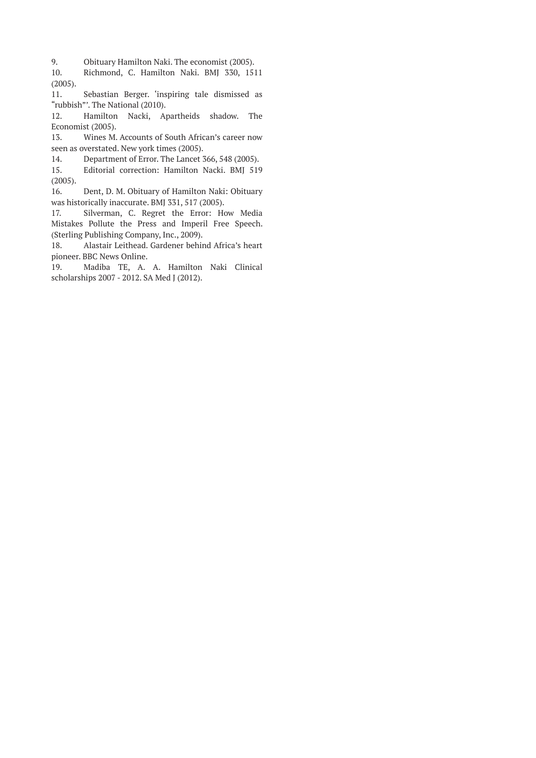9. Obituary Hamilton Naki. The economist (2005).
10. Richmond, C. Hamilton Naki. BMJ 330, 1511 (2005).
11. Sebastian Berger. 'inspiring tale dismissed as "rubbish"'. The National (2010).
12. Hamilton Nacki, Apartheids shadow. The Economist (2005).
13. Wines M. Accounts of South African's career now seen as overstated. New york times (2005).
14. Department of Error. The Lancet 366, 548 (2005).
15. Editorial correction: Hamilton Nacki. BMJ 519 (2005).
16. Dent, D. M. Obituary of Hamilton Naki: Obituary was historically inaccurate. BMJ 331, 517 (2005).
17. Silverman, C. Regret the Error: How Media Mistakes Pollute the Press and Imperil Free Speech. (Sterling Publishing Company, Inc., 2009).
18. Alastair Leithead. Gardener behind Africa's heart pioneer. BBC News Online.
19. Madiba TE, A. A. Hamilton Naki Clinical scholarships 2007 - 2012. SA Med J (2012).